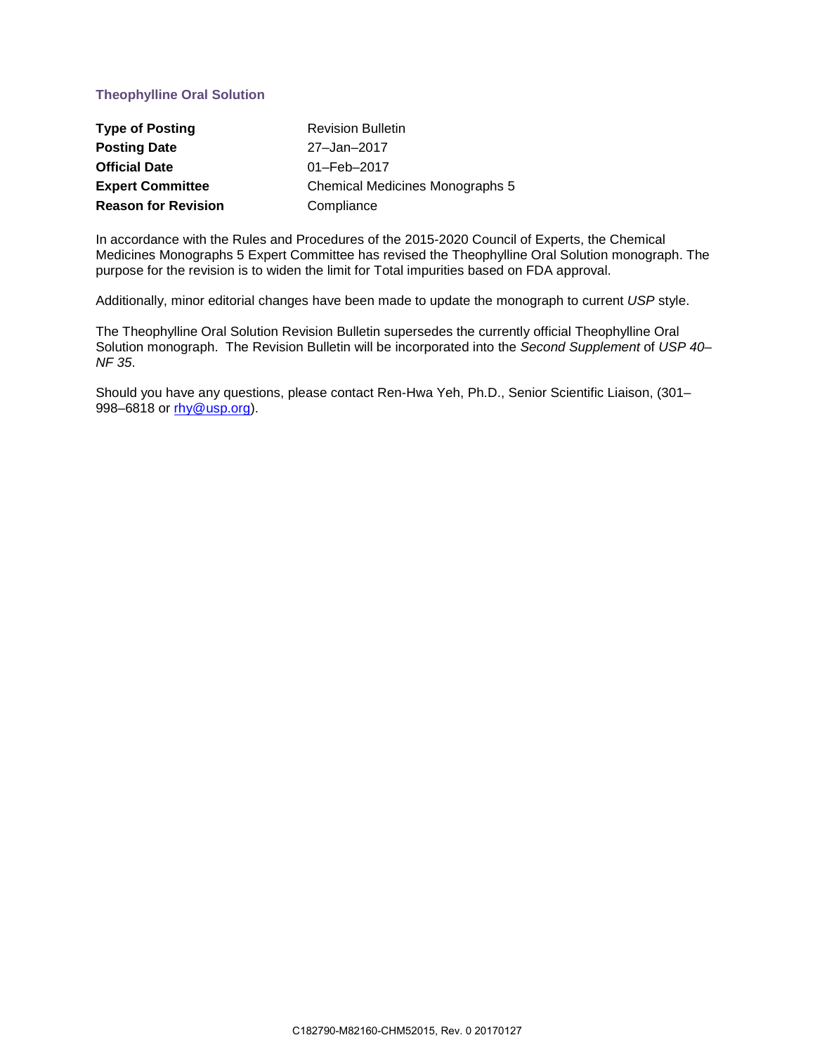## Theophylline Oral Solution

| | |
|---|---|
| **Type of Posting** | Revision Bulletin |
| **Posting Date** | 27–Jan–2017 |
| **Official Date** | 01–Feb–2017 |
| **Expert Committee** | Chemical Medicines Monographs 5 |
| **Reason for Revision** | Compliance |

In accordance with the Rules and Procedures of the 2015-2020 Council of Experts, the Chemical Medicines Monographs 5 Expert Committee has revised the Theophylline Oral Solution monograph. The purpose for the revision is to widen the limit for Total impurities based on FDA approval.

Additionally, minor editorial changes have been made to update the monograph to current *USP* style.

The Theophylline Oral Solution Revision Bulletin supersedes the currently official Theophylline Oral Solution monograph. The Revision Bulletin will be incorporated into the *Second Supplement* of *USP 40–NF 35*.

Should you have any questions, please contact Ren-Hwa Yeh, Ph.D., Senior Scientific Liaison, (301–998–6818 or [rhy@usp.org](mailto:rhy@usp.org)).

C182790-M82160-CHM52015, Rev. 0 20170127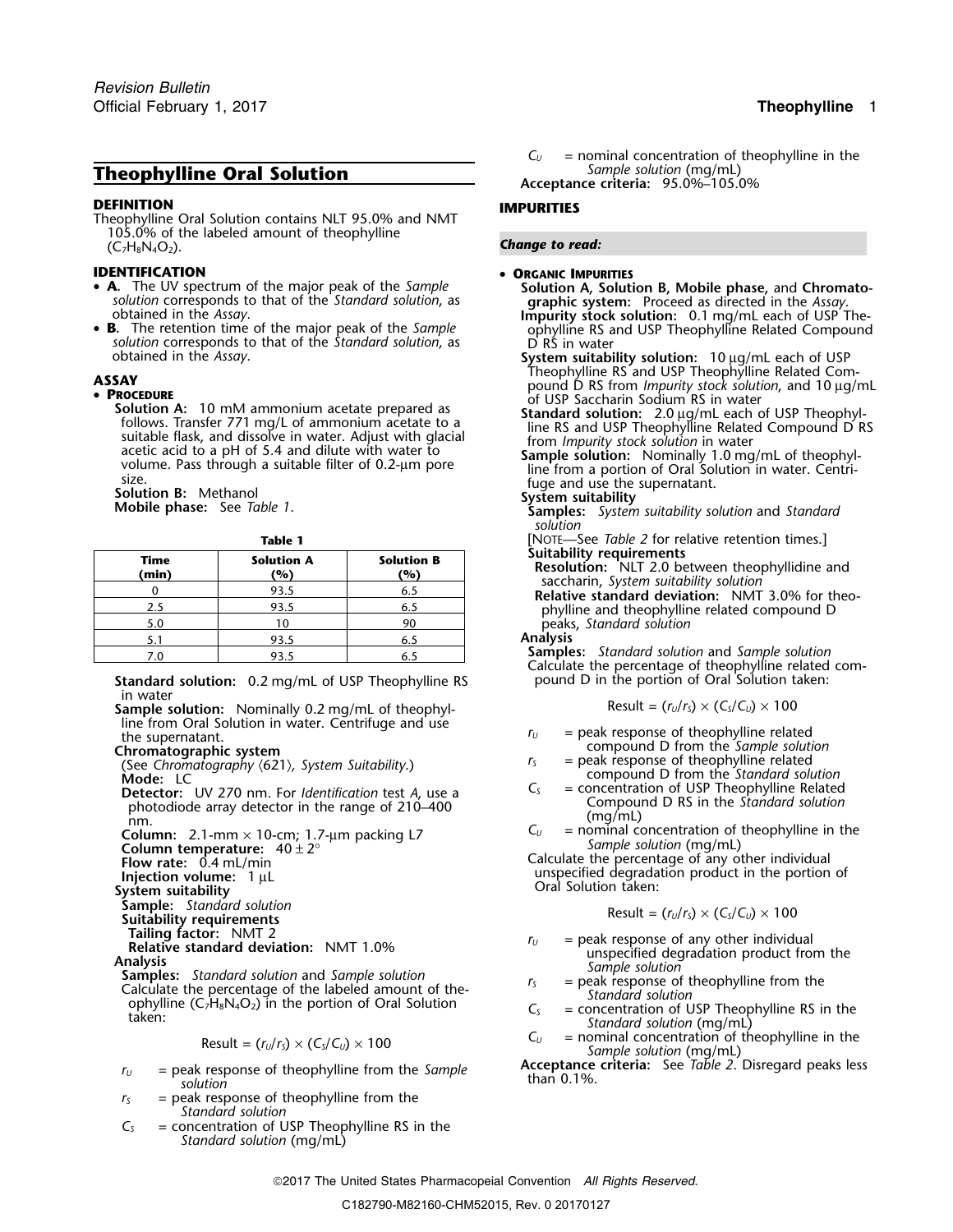# Theophylline Oral Solution

**DEFINITION**

Theophylline Oral Solution contains NLT 95.0% and NMT 105.0% of the labeled amount of theophylline ($C_7H_8N_4O_2$).

**IDENTIFICATION**

- **A.** The UV spectrum of the major peak of the *Sample solution* corresponds to that of the *Standard solution*, as obtained in the *Assay*.
- **B.** The retention time of the major peak of the *Sample solution* corresponds to that of the *Standard solution*, as obtained in the *Assay*.

**ASSAY**

- **PROCEDURE**

**Solution A:** 10 mM ammonium acetate prepared as follows. Transfer 771 mg/L of ammonium acetate to a suitable flask, and dissolve in water. Adjust with glacial acetic acid to a pH of 5.4 and dilute with water to volume. Pass through a suitable filter of 0.2-µm pore size.

**Solution B:** Methanol

**Mobile phase:** See *Table 1*.

**Table 1**

| Time (min) | Solution A (%) | Solution B (%) |
|---|---|---|
| 0 | 93.5 | 6.5 |
| 2.5 | 93.5 | 6.5 |
| 5.0 | 10 | 90 |
| 5.1 | 93.5 | 6.5 |
| 7.0 | 93.5 | 6.5 |

**Standard solution:** 0.2 mg/mL of USP Theophylline RS in water

**Sample solution:** Nominally 0.2 mg/mL of theophylline from Oral Solution in water. Centrifuge and use the supernatant.

**Chromatographic system**

(See *Chromatography* ⟨621⟩, *System Suitability*.)

**Mode:** LC

**Detector:** UV 270 nm. For *Identification* test *A*, use a photodiode array detector in the range of 210–400 nm.

**Column:** 2.1-mm × 10-cm; 1.7-µm packing L7

**Column temperature:** 40 ± 2°

**Flow rate:** 0.4 mL/min

**Injection volume:** 1 µL

**System suitability**

**Sample:** *Standard solution*

**Suitability requirements**

**Tailing factor:** NMT 2

**Relative standard deviation:** NMT 1.0%

**Analysis**

**Samples:** *Standard solution* and *Sample solution*

Calculate the percentage of the labeled amount of theophylline ($C_7H_8N_4O_2$) in the portion of Oral Solution taken:

$$\text{Result} = (r_U/r_S) \times (C_S/C_U) \times 100$$

$r_U$ = peak response of theophylline from the *Sample solution*

$r_S$ = peak response of theophylline from the *Standard solution*

$C_S$ = concentration of USP Theophylline RS in the *Standard solution* (mg/mL)

$C_U$ = nominal concentration of theophylline in the *Sample solution* (mg/mL)

**Acceptance criteria:** 95.0%–105.0%

**IMPURITIES**

*Change to read:*

- **ORGANIC IMPURITIES**

**Solution A, Solution B, Mobile phase,** and **Chromatographic system:** Proceed as directed in the *Assay*.

**Impurity stock solution:** 0.1 mg/mL each of USP Theophylline RS and USP Theophylline Related Compound D RS in water

**System suitability solution:** 10 µg/mL each of USP Theophylline RS and USP Theophylline Related Compound D RS from *Impurity stock solution*, and 10 µg/mL of USP Saccharin Sodium RS in water

**Standard solution:** 2.0 µg/mL each of USP Theophylline RS and USP Theophylline Related Compound D RS from *Impurity stock solution* in water

**Sample solution:** Nominally 1.0 mg/mL of theophylline from a portion of Oral Solution in water. Centrifuge and use the supernatant.

**System suitability**

**Samples:** *System suitability solution* and *Standard solution*

[NOTE—See *Table 2* for relative retention times.]

**Suitability requirements**

**Resolution:** NLT 2.0 between theophyllidine and saccharin, *System suitability solution*

**Relative standard deviation:** NMT 3.0% for theophylline and theophylline related compound D peaks, *Standard solution*

**Analysis**

**Samples:** *Standard solution* and *Sample solution*

Calculate the percentage of theophylline related compound D in the portion of Oral Solution taken:

$$\text{Result} = (r_U/r_S) \times (C_S/C_U) \times 100$$

$r_U$ = peak response of theophylline related compound D from the *Sample solution*

$r_S$ = peak response of theophylline related compound D from the *Standard solution*

$C_S$ = concentration of USP Theophylline Related Compound D RS in the *Standard solution* (mg/mL)

$C_U$ = nominal concentration of theophylline in the *Sample solution* (mg/mL)

Calculate the percentage of any other individual unspecified degradation product in the portion of Oral Solution taken:

$$\text{Result} = (r_U/r_S) \times (C_S/C_U) \times 100$$

$r_U$ = peak response of any other individual unspecified degradation product from the *Sample solution*

$r_S$ = peak response of theophylline from the *Standard solution*

$C_S$ = concentration of USP Theophylline RS in the *Standard solution* (mg/mL)

$C_U$ = nominal concentration of theophylline in the *Sample solution* (mg/mL)

**Acceptance criteria:** See *Table 2*. Disregard peaks less than 0.1%.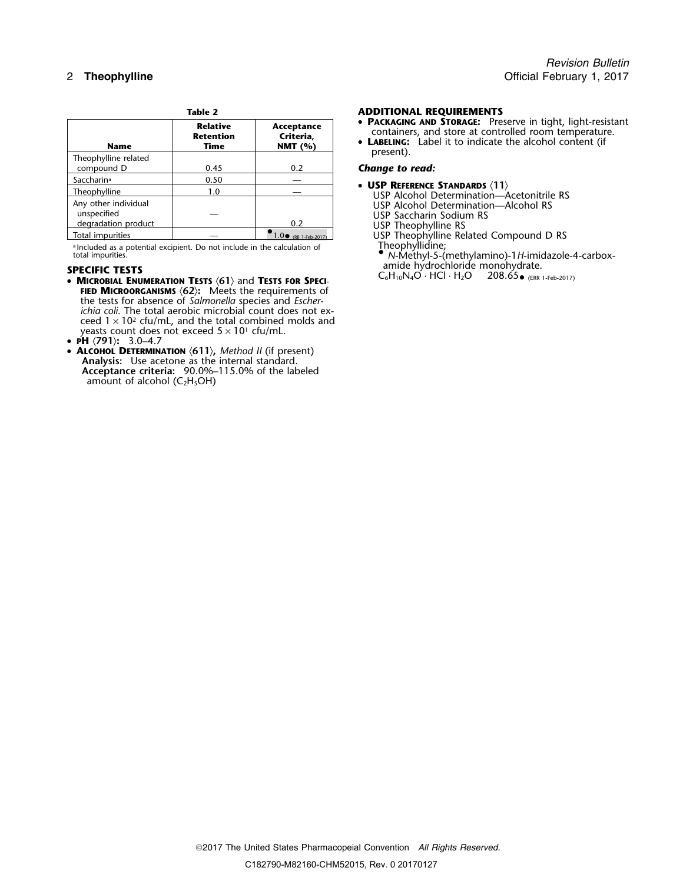**Table 2**

| Name | Relative Retention Time | Acceptance Criteria, NMT (%) |
|---|---|---|
| Theophylline related compound D | 0.45 | 0.2 |
| Saccharin[a] | 0.50 | — |
| Theophylline | 1.0 | — |
| Any other individual unspecified degradation product | — | 0.2 |
| Total impurities | — | •1.0• (RB 1-Feb-2017) |

[a] Included as a potential excipient. Do not include in the calculation of total impurities.

## SPECIFIC TESTS

- **Microbial Enumeration Tests 〈61〉** and **Tests for Specified Microorganisms 〈62〉:** Meets the requirements of the tests for absence of *Salmonella* species and *Escherichia coli*. The total aerobic microbial count does not exceed $1 \times 10^2$ cfu/mL, and the total combined molds and yeasts count does not exceed $5 \times 10^1$ cfu/mL.
- **pH 〈791〉:** 3.0–4.7
- **Alcohol Determination 〈611〉,** *Method II* (if present)
  **Analysis:** Use acetone as the internal standard.
  **Acceptance criteria:** 90.0%–115.0% of the labeled amount of alcohol ($C_2H_5OH$)

## ADDITIONAL REQUIREMENTS

- **Packaging and Storage:** Preserve in tight, light-resistant containers, and store at controlled room temperature.
- **Labeling:** Label it to indicate the alcohol content (if present).

***Change to read:***

- **USP Reference Standards 〈11〉**
  USP Alcohol Determination—Acetonitrile RS
  USP Alcohol Determination—Alcohol RS
  USP Saccharin Sodium RS
  USP Theophylline RS
  USP Theophylline Related Compound D RS
  Theophyllidine;
  • *N*-Methyl-5-(methylamino)-1*H*-imidazole-4-carboxamide hydrochloride monohydrate.
  $C_6H_{10}N_4O \cdot HCl \cdot H_2O$ 208.65• (ERR 1-Feb-2017)